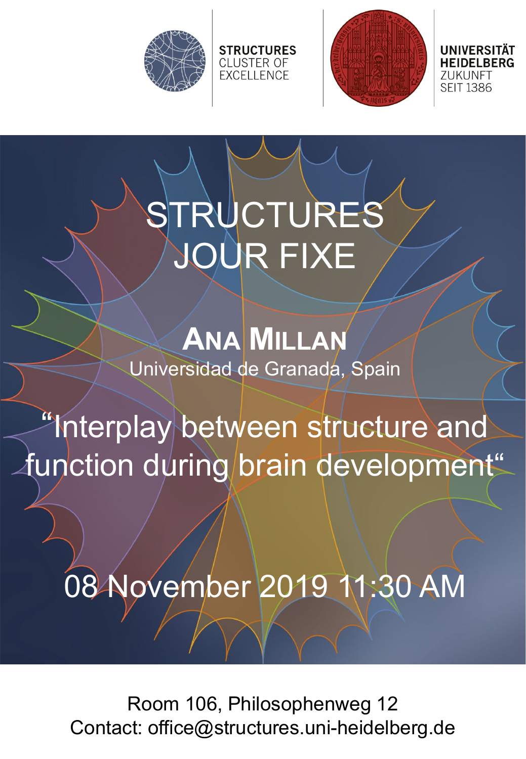STRUCTURES
CLUSTER OF
EXCELLENCE

UNIVERSITÄT
HEIDELBERG
ZUKUNFT
SEIT 1386

# STRUCTURES JOUR FIXE

## Ana Millan

Universidad de Granada, Spain

## "Interplay between structure and function during brain development"

**08 November 2019 11:30 AM**

Room 106, Philosophenweg 12

Contact: office@structures.uni-heidelberg.de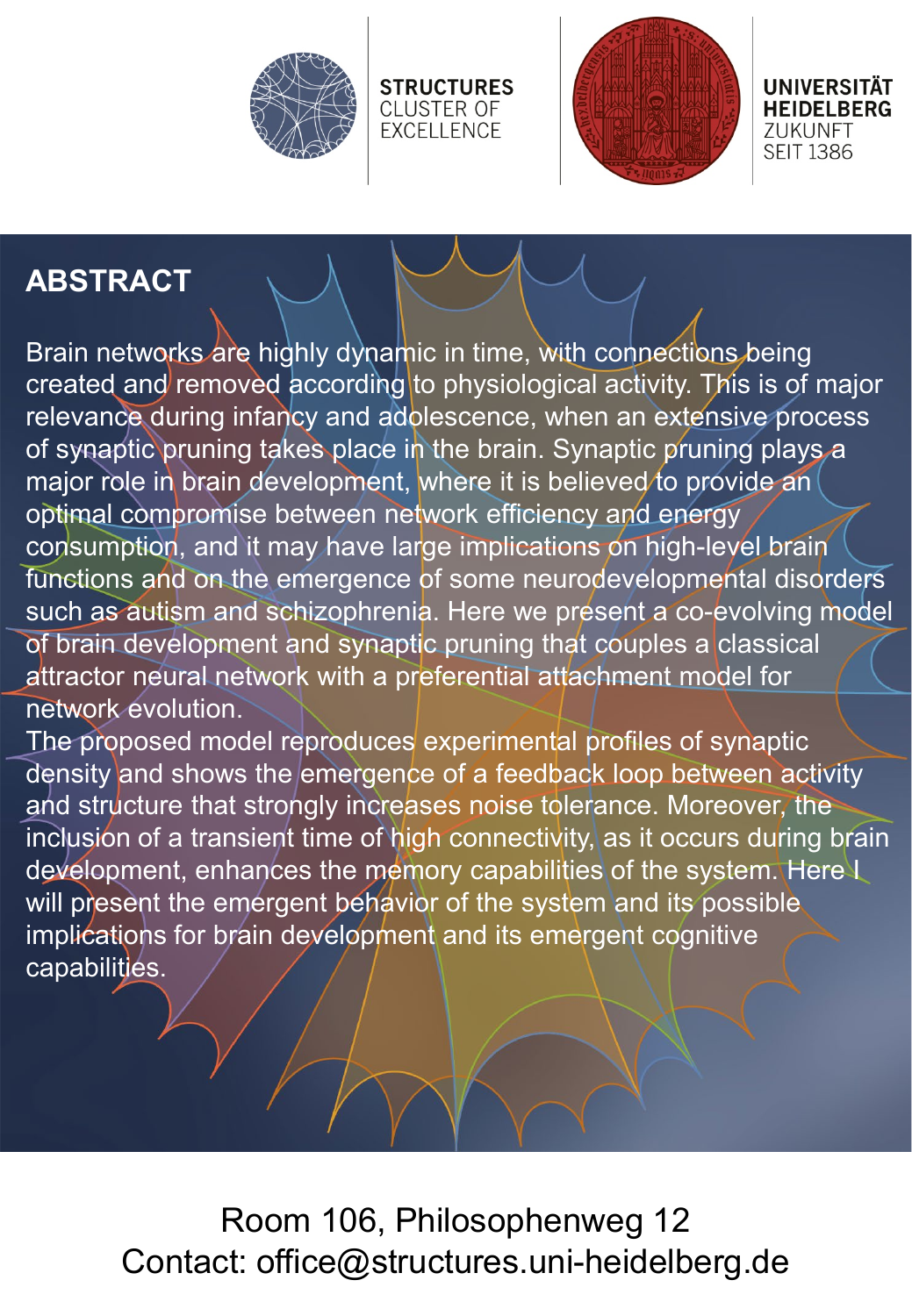STRUCTURES
CLUSTER OF
EXCELLENCE

UNIVERSITÄT
HEIDELBERG
ZUKUNFT
SEIT 1386

## ABSTRACT

Brain networks are highly dynamic in time, with connections being created and removed according to physiological activity. This is of major relevance during infancy and adolescence, when an extensive process of synaptic pruning takes place in the brain. Synaptic pruning plays a major role in brain development, where it is believed to provide an optimal compromise between network efficiency and energy consumption, and it may have large implications on high-level brain functions and on the emergence of some neurodevelopmental disorders such as autism and schizophrenia. Here we present a co-evolving model of brain development and synaptic pruning that couples a classical attractor neural network with a preferential attachment model for network evolution.
The proposed model reproduces experimental profiles of synaptic density and shows the emergence of a feedback loop between activity and structure that strongly increases noise tolerance. Moreover, the inclusion of a transient time of high connectivity, as it occurs during brain development, enhances the memory capabilities of the system. Here I will present the emergent behavior of the system and its possible implications for brain development and its emergent cognitive capabilities.

Room 106, Philosophenweg 12
Contact: office@structures.uni-heidelberg.de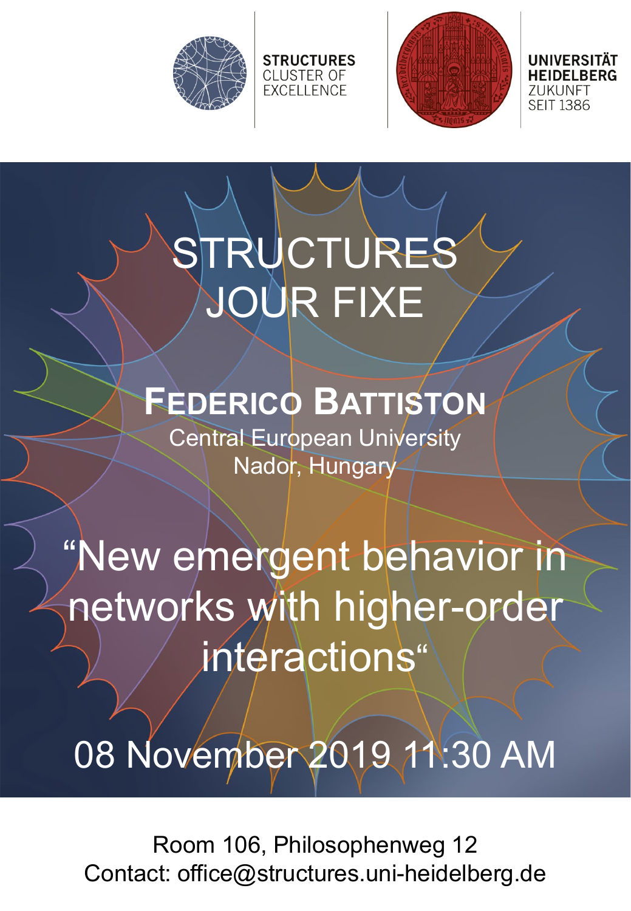**STRUCTURES**
CLUSTER OF
EXCELLENCE

**UNIVERSITÄT**
**HEIDELBERG**
ZUKUNFT
SEIT 1386

# STRUCTURES JOUR FIXE

## FEDERICO BATTISTON

Central European University
Nador, Hungary

# “New emergent behavior in networks with higher-order interactions“

## 08 November 2019 11:30 AM

Room 106, Philosophenweg 12
Contact: office@structures.uni-heidelberg.de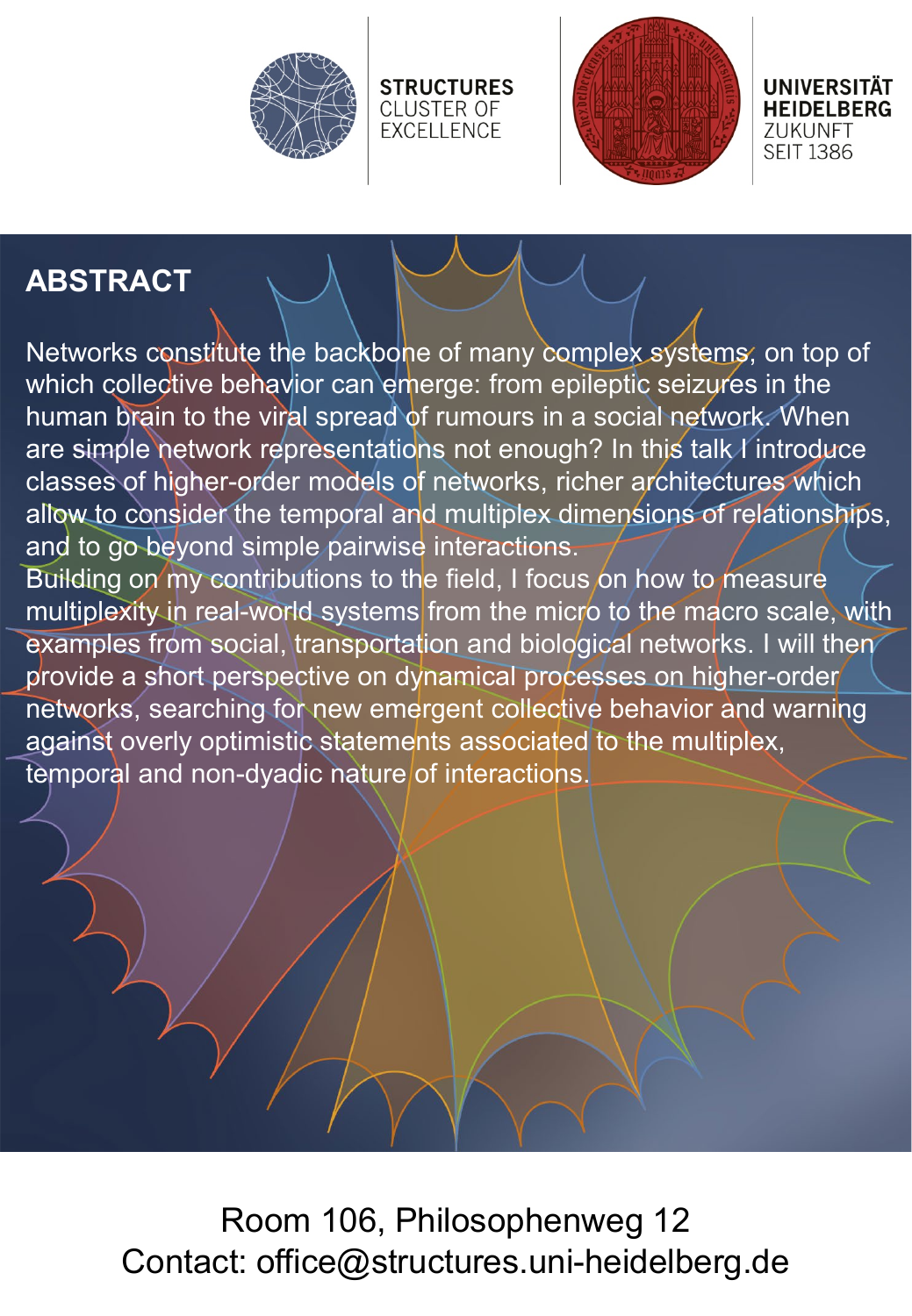STRUCTURES CLUSTER OF EXCELLENCE

UNIVERSITÄT HEIDELBERG ZUKUNFT SEIT 1386

## ABSTRACT

Networks constitute the backbone of many complex systems, on top of which collective behavior can emerge: from epileptic seizures in the human brain to the viral spread of rumours in a social network. When are simple network representations not enough? In this talk I introduce classes of higher-order models of networks, richer architectures which allow to consider the temporal and multiplex dimensions of relationships, and to go beyond simple pairwise interactions.

Building on my contributions to the field, I focus on how to measure multiplexity in real-world systems from the micro to the macro scale, with examples from social, transportation and biological networks. I will then provide a short perspective on dynamical processes on higher-order networks, searching for new emergent collective behavior and warning against overly optimistic statements associated to the multiplex, temporal and non-dyadic nature of interactions.

Room 106, Philosophenweg 12

Contact: office@structures.uni-heidelberg.de